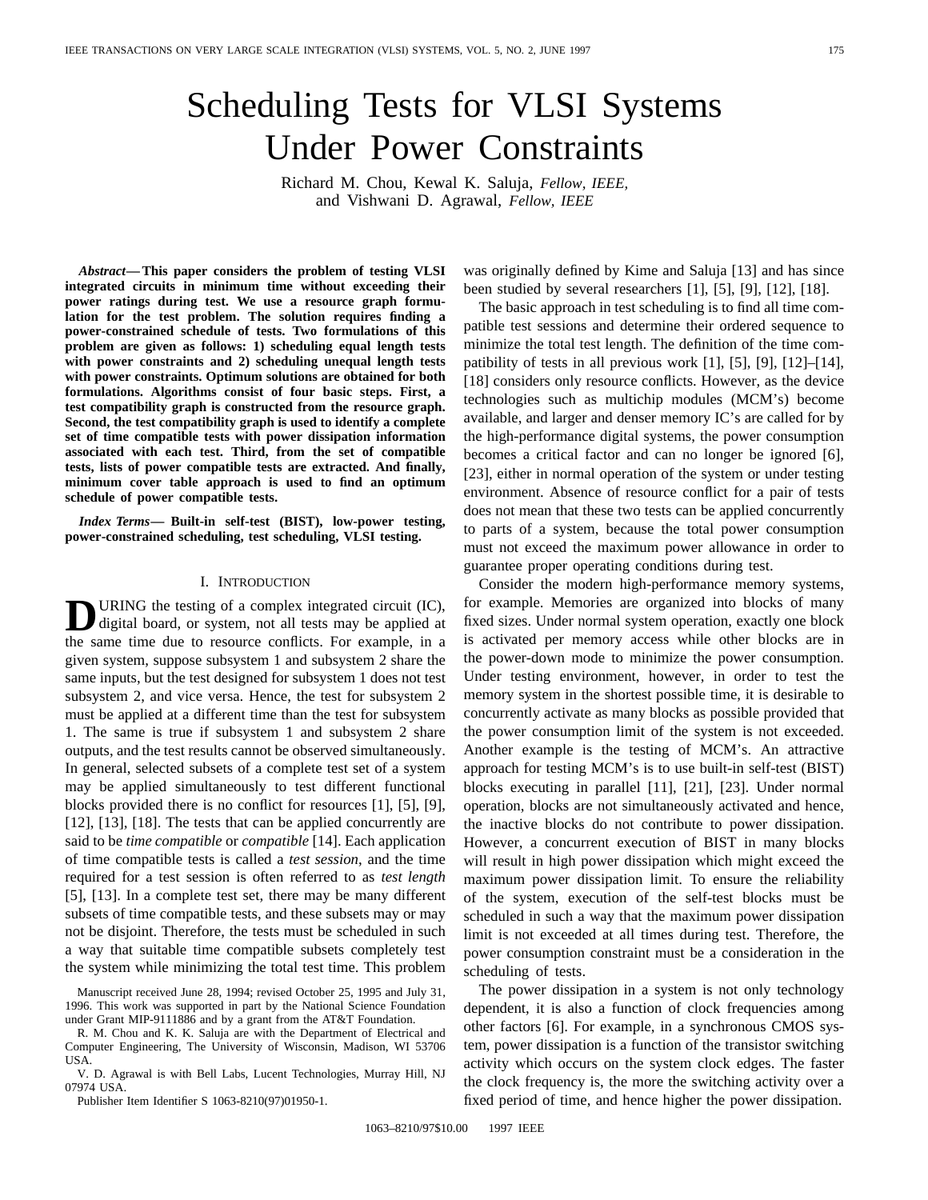# Scheduling Tests for VLSI Systems Under Power Constraints

Richard M. Chou, Kewal K. Saluja, *Fellow, IEEE*, and Vishwani D. Agrawal, *Fellow, IEEE*

***Abstract*— This paper considers the problem of testing VLSI integrated circuits in minimum time without exceeding their power ratings during test. We use a resource graph formulation for the test problem. The solution requires finding a power-constrained schedule of tests. Two formulations of this problem are given as follows: 1) scheduling equal length tests with power constraints and 2) scheduling unequal length tests with power constraints. Optimum solutions are obtained for both formulations. Algorithms consist of four basic steps. First, a test compatibility graph is constructed from the resource graph. Second, the test compatibility graph is used to identify a complete set of time compatible tests with power dissipation information associated with each test. Third, from the set of compatible tests, lists of power compatible tests are extracted. And finally, minimum cover table approach is used to find an optimum schedule of power compatible tests.**

***Index Terms*— Built-in self-test (BIST), low-power testing, power-constrained scheduling, test scheduling, VLSI testing.**

## I. Introduction

During the testing of a complex integrated circuit (IC), digital board, or system, not all tests may be applied at the same time due to resource conflicts. For example, in a given system, suppose subsystem 1 and subsystem 2 share the same inputs, but the test designed for subsystem 1 does not test subsystem 2, and vice versa. Hence, the test for subsystem 2 must be applied at a different time than the test for subsystem 1. The same is true if subsystem 1 and subsystem 2 share outputs, and the test results cannot be observed simultaneously. In general, selected subsets of a complete test set of a system may be applied simultaneously to test different functional blocks provided there is no conflict for resources [1], [5], [9], [12], [13], [18]. The tests that can be applied concurrently are said to be *time compatible* or *compatible* [14]. Each application of time compatible tests is called a *test session*, and the time required for a test session is often referred to as *test length* [5], [13]. In a complete test set, there may be many different subsets of time compatible tests, and these subsets may or may not be disjoint. Therefore, the tests must be scheduled in such a way that suitable time compatible subsets completely test the system while minimizing the total test time. This problem was originally defined by Kime and Saluja [13] and has since been studied by several researchers [1], [5], [9], [12], [18].

The basic approach in test scheduling is to find all time compatible test sessions and determine their ordered sequence to minimize the total test length. The definition of the time compatibility of tests in all previous work [1], [5], [9], [12]–[14], [18] considers only resource conflicts. However, as the device technologies such as multichip modules (MCM's) become available, and larger and denser memory IC's are called for by the high-performance digital systems, the power consumption becomes a critical factor and can no longer be ignored [6], [23], either in normal operation of the system or under testing environment. Absence of resource conflict for a pair of tests does not mean that these two tests can be applied concurrently to parts of a system, because the total power consumption must not exceed the maximum power allowance in order to guarantee proper operating conditions during test.

Consider the modern high-performance memory systems, for example. Memories are organized into blocks of many fixed sizes. Under normal system operation, exactly one block is activated per memory access while other blocks are in the power-down mode to minimize the power consumption. Under testing environment, however, in order to test the memory system in the shortest possible time, it is desirable to concurrently activate as many blocks as possible provided that the power consumption limit of the system is not exceeded. Another example is the testing of MCM's. An attractive approach for testing MCM's is to use built-in self-test (BIST) blocks executing in parallel [11], [21], [23]. Under normal operation, blocks are not simultaneously activated and hence, the inactive blocks do not contribute to power dissipation. However, a concurrent execution of BIST in many blocks will result in high power dissipation which might exceed the maximum power dissipation limit. To ensure the reliability of the system, execution of the self-test blocks must be scheduled in such a way that the maximum power dissipation limit is not exceeded at all times during test. Therefore, the power consumption constraint must be a consideration in the scheduling of tests.

The power dissipation in a system is not only technology dependent, it is also a function of clock frequencies among other factors [6]. For example, in a synchronous CMOS system, power dissipation is a function of the transistor switching activity which occurs on the system clock edges. The faster the clock frequency is, the more the switching activity over a fixed period of time, and hence higher the power dissipation.

Manuscript received June 28, 1994; revised October 25, 1995 and July 31, 1996. This work was supported in part by the National Science Foundation under Grant MIP-9111886 and by a grant from the AT&T Foundation.

R. M. Chou and K. K. Saluja are with the Department of Electrical and Computer Engineering, The University of Wisconsin, Madison, WI 53706 USA.

V. D. Agrawal is with Bell Labs, Lucent Technologies, Murray Hill, NJ 07974 USA.

Publisher Item Identifier S 1063-8210(97)01950-1.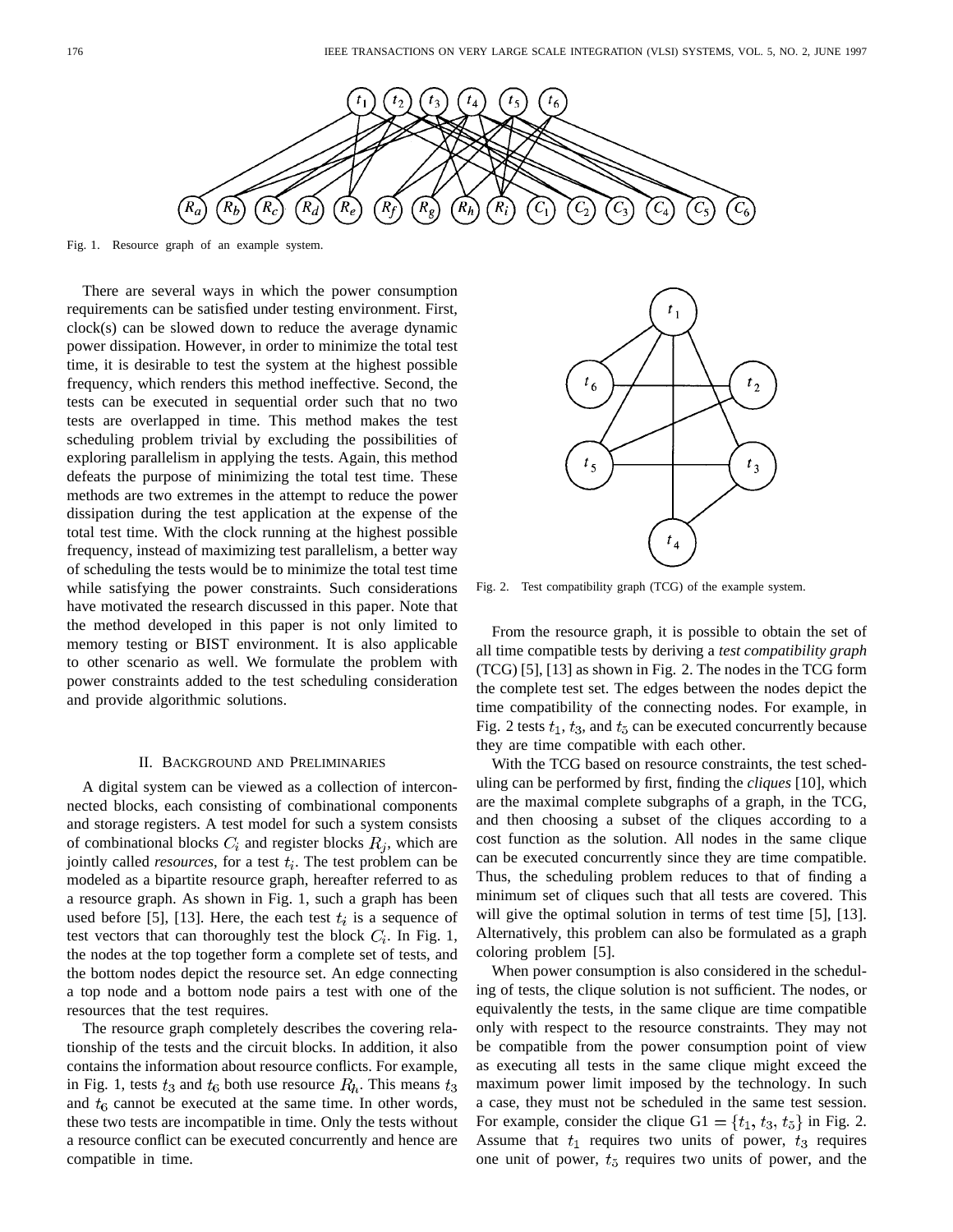Fig. 1. Resource graph of an example system.

There are several ways in which the power consumption requirements can be satisfied under testing environment. First, clock(s) can be slowed down to reduce the average dynamic power dissipation. However, in order to minimize the total test time, it is desirable to test the system at the highest possible frequency, which renders this method ineffective. Second, the tests can be executed in sequential order such that no two tests are overlapped in time. This method makes the test scheduling problem trivial by excluding the possibilities of exploring parallelism in applying the tests. Again, this method defeats the purpose of minimizing the total test time. These methods are two extremes in the attempt to reduce the power dissipation during the test application at the expense of the total test time. With the clock running at the highest possible frequency, instead of maximizing test parallelism, a better way of scheduling the tests would be to minimize the total test time while satisfying the power constraints. Such considerations have motivated the research discussed in this paper. Note that the method developed in this paper is not only limited to memory testing or BIST environment. It is also applicable to other scenario as well. We formulate the problem with power constraints added to the test scheduling consideration and provide algorithmic solutions.

## II. Background and Preliminaries

A digital system can be viewed as a collection of interconnected blocks, each consisting of combinational components and storage registers. A test model for such a system consists of combinational blocks $C_i$ and register blocks $R_j$, which are jointly called *resources*, for a test $t_i$. The test problem can be modeled as a bipartite resource graph, hereafter referred to as a resource graph. As shown in Fig. 1, such a graph has been used before [5], [13]. Here, the each test $t_i$ is a sequence of test vectors that can thoroughly test the block $C_i$. In Fig. 1, the nodes at the top together form a complete set of tests, and the bottom nodes depict the resource set. An edge connecting a top node and a bottom node pairs a test with one of the resources that the test requires.

The resource graph completely describes the covering relationship of the tests and the circuit blocks. In addition, it also contains the information about resource conflicts. For example, in Fig. 1, tests $t_3$ and $t_6$ both use resource $R_h$. This means $t_3$ and $t_6$ cannot be executed at the same time. In other words, these two tests are incompatible in time. Only the tests without a resource conflict can be executed concurrently and hence are compatible in time.

Fig. 2. Test compatibility graph (TCG) of the example system.

From the resource graph, it is possible to obtain the set of all time compatible tests by deriving a *test compatibility graph* (TCG) [5], [13] as shown in Fig. 2. The nodes in the TCG form the complete test set. The edges between the nodes depict the time compatibility of the connecting nodes. For example, in Fig. 2 tests $t_1$, $t_3$, and $t_5$ can be executed concurrently because they are time compatible with each other.

With the TCG based on resource constraints, the test scheduling can be performed by first, finding the *cliques* [10], which are the maximal complete subgraphs of a graph, in the TCG, and then choosing a subset of the cliques according to a cost function as the solution. All nodes in the same clique can be executed concurrently since they are time compatible. Thus, the scheduling problem reduces to that of finding a minimum set of cliques such that all tests are covered. This will give the optimal solution in terms of test time [5], [13]. Alternatively, this problem can also be formulated as a graph coloring problem [5].

When power consumption is also considered in the scheduling of tests, the clique solution is not sufficient. The nodes, or equivalently the tests, in the same clique are time compatible only with respect to the resource constraints. They may not be compatible from the power consumption point of view as executing all tests in the same clique might exceed the maximum power limit imposed by the technology. In such a case, they must not be scheduled in the same test session. For example, consider the clique G1 $= \{t_1, t_3, t_5\}$ in Fig. 2. Assume that $t_1$ requires two units of power, $t_3$ requires one unit of power, $t_5$ requires two units of power, and the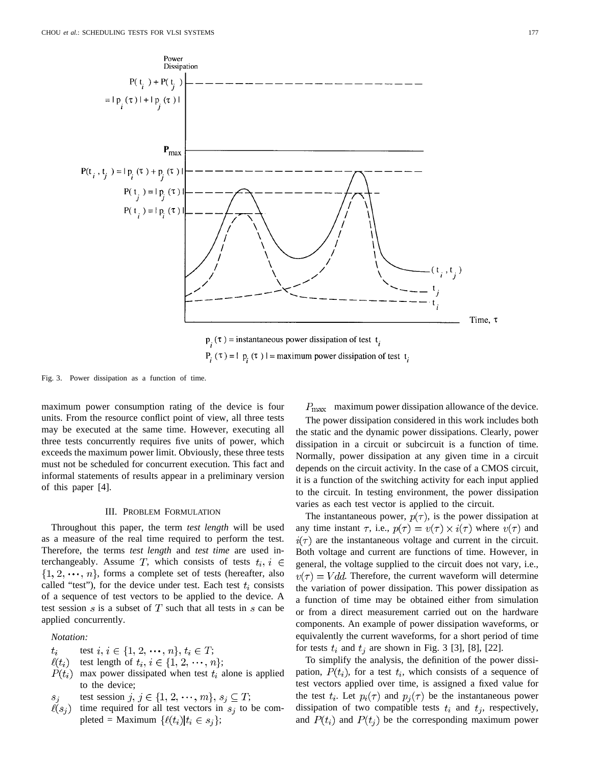Fig. 3. Power dissipation as a function of time.

maximum power consumption rating of the device is four units. From the resource conflict point of view, all three tests may be executed at the same time. However, executing all three tests concurrently requires five units of power, which exceeds the maximum power limit. Obviously, these three tests must not be scheduled for concurrent execution. This fact and informal statements of results appear in a preliminary version of this paper [4].

## III. Problem Formulation

Throughout this paper, the term *test length* will be used as a measure of the real time required to perform the test. Therefore, the terms *test length* and *test time* are used interchangeably. Assume $T$, which consists of tests $t_i, i \in \{1, 2, \cdots, n\}$, forms a complete set of tests (hereafter, also called "test"), for the device under test. Each test $t_i$ consists of a sequence of test vectors to be applied to the device. A test session $s$ is a subset of $T$ such that all tests in $s$ can be applied concurrently.

*Notation:*

- $t_i$ test $i, i \in \{1, 2, \cdots, n\}, t_i \in T$;
- $\ell(t_i)$ test length of $t_i, i \in \{1, 2, \cdots, n\}$;
- $P(t_i)$ max power dissipated when test $t_i$ alone is applied to the device;
- $s_j$ test session $j, j \in \{1, 2, \cdots, m\}, s_j \subseteq T$;
- $\ell(s_j)$ time required for all test vectors in $s_j$ to be completed = Maximum $\{\ell(t_i)|t_i \in s_j\}$;
- $P_{\max}$ maximum power dissipation allowance of the device.

The power dissipation considered in this work includes both the static and the dynamic power dissipations. Clearly, power dissipation in a circuit or subcircuit is a function of time. Normally, power dissipation at any given time in a circuit depends on the circuit activity. In the case of a CMOS circuit, it is a function of the switching activity for each input applied to the circuit. In testing environment, the power dissipation varies as each test vector is applied to the circuit.

The instantaneous power, $p(\tau)$, is the power dissipation at any time instant $\tau$, i.e., $p(\tau) = v(\tau) \times i(\tau)$ where $v(\tau)$ and $i(\tau)$ are the instantaneous voltage and current in the circuit. Both voltage and current are functions of time. However, in general, the voltage supplied to the circuit does not vary, i.e., $v(\tau) = Vdd$. Therefore, the current waveform will determine the variation of power dissipation. This power dissipation as a function of time may be obtained either from simulation or from a direct measurement carried out on the hardware components. An example of power dissipation waveforms, or equivalently the current waveforms, for a short period of time for tests $t_i$ and $t_j$ are shown in Fig. 3 [3], [8], [22].

To simplify the analysis, the definition of the power dissipation, $P(t_i)$, for a test $t_i$, which consists of a sequence of test vectors applied over time, is assigned a fixed value for the test $t_i$. Let $p_i(\tau)$ and $p_j(\tau)$ be the instantaneous power dissipation of two compatible tests $t_i$ and $t_j$, respectively, and $P(t_i)$ and $P(t_j)$ be the corresponding maximum power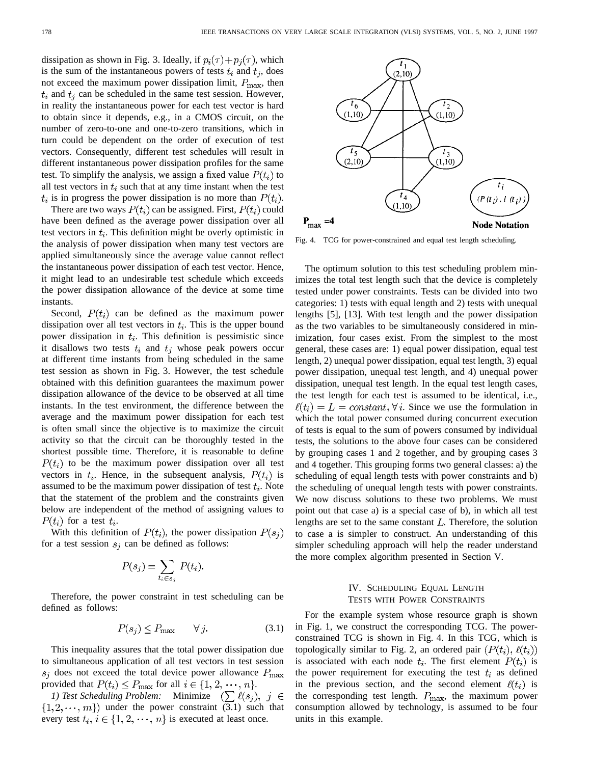dissipation as shown in Fig. 3. Ideally, if $p_i(\tau)+p_j(\tau)$, which is the sum of the instantaneous powers of tests $t_i$ and $t_j$, does not exceed the maximum power dissipation limit, $P_{\max}$, then $t_i$ and $t_j$ can be scheduled in the same test session. However, in reality the instantaneous power for each test vector is hard to obtain since it depends, e.g., in a CMOS circuit, on the number of zero-to-one and one-to-zero transitions, which in turn could be dependent on the order of execution of test vectors. Consequently, different test schedules will result in different instantaneous power dissipation profiles for the same test. To simplify the analysis, we assign a fixed value $P(t_i)$ to all test vectors in $t_i$ such that at any time instant when the test $t_i$ is in progress the power dissipation is no more than $P(t_i)$.

There are two ways $P(t_i)$ can be assigned. First, $P(t_i)$ could have been defined as the average power dissipation over all test vectors in $t_i$. This definition might be overly optimistic in the analysis of power dissipation when many test vectors are applied simultaneously since the average value cannot reflect the instantaneous power dissipation of each test vector. Hence, it might lead to an undesirable test schedule which exceeds the power dissipation allowance of the device at some time instants.

Second, $P(t_i)$ can be defined as the maximum power dissipation over all test vectors in $t_i$. This is the upper bound power dissipation in $t_i$. This definition is pessimistic since it disallows two tests $t_i$ and $t_j$ whose peak powers occur at different time instants from being scheduled in the same test session as shown in Fig. 3. However, the test schedule obtained with this definition guarantees the maximum power dissipation allowance of the device to be observed at all time instants. In the test environment, the difference between the average and the maximum power dissipation for each test is often small since the objective is to maximize the circuit activity so that the circuit can be thoroughly tested in the shortest possible time. Therefore, it is reasonable to define $P(t_i)$ to be the maximum power dissipation over all test vectors in $t_i$. Hence, in the subsequent analysis, $P(t_i)$ is assumed to be the maximum power dissipation of test $t_i$. Note that the statement of the problem and the constraints given below are independent of the method of assigning values to $P(t_i)$ for a test $t_i$.

With this definition of $P(t_i)$, the power dissipation $P(s_j)$ for a test session $s_j$ can be defined as follows:

$$P(s_j) = \sum_{t_i \in s_j} P(t_i).$$

Therefore, the power constraint in test scheduling can be defined as follows:

$$P(s_j) \leq P_{\max} \qquad \forall j. \tag{3.1}$$

This inequality assures that the total power dissipation due to simultaneous application of all test vectors in test session $s_j$ does not exceed the total device power allowance $P_{\max}$ provided that $P(t_i) \leq P_{\max}$ for all $i \in \{1, 2, \cdots, n\}$.

*1) Test Scheduling Problem:* Minimize $(\sum \ell(s_j),\ j \in \{1, 2, \cdots, m\})$ under the power constraint (3.1) such that every test $t_i, i \in \{1, 2, \cdots, n\}$ is executed at least once.

Fig. 4. TCG for power-constrained and equal test length scheduling.

The optimum solution to this test scheduling problem minimizes the total test length such that the device is completely tested under power constraints. Tests can be divided into two categories: 1) tests with equal length and 2) tests with unequal lengths [5], [13]. With test length and the power dissipation as the two variables to be simultaneously considered in minimization, four cases exist. From the simplest to the most general, these cases are: 1) equal power dissipation, equal test length, 2) unequal power dissipation, equal test length, 3) equal power dissipation, unequal test length, and 4) unequal power dissipation, unequal test length. In the equal test length cases, the test length for each test is assumed to be identical, i.e., $\ell(t_i) = L = constant, \forall i$. Since we use the formulation in which the total power consumed during concurrent execution of tests is equal to the sum of powers consumed by individual tests, the solutions to the above four cases can be considered by grouping cases 1 and 2 together, and by grouping cases 3 and 4 together. This grouping forms two general classes: a) the scheduling of equal length tests with power constraints and b) the scheduling of unequal length tests with power constraints. We now discuss solutions to these two problems. We must point out that case a) is a special case of b), in which all test lengths are set to the same constant $L$. Therefore, the solution to case a is simpler to construct. An understanding of this simpler scheduling approach will help the reader understand the more complex algorithm presented in Section V.

## IV. Scheduling Equal Length Tests with Power Constraints

For the example system whose resource graph is shown in Fig. 1, we construct the corresponding TCG. The power-constrained TCG is shown in Fig. 4. In this TCG, which is topologically similar to Fig. 2, an ordered pair $(P(t_i), \ell(t_i))$ is associated with each node $t_i$. The first element $P(t_i)$ is the power requirement for executing the test $t_i$ as defined in the previous section, and the second element $\ell(t_i)$ is the corresponding test length. $P_{\max}$, the maximum power consumption allowed by technology, is assumed to be four units in this example.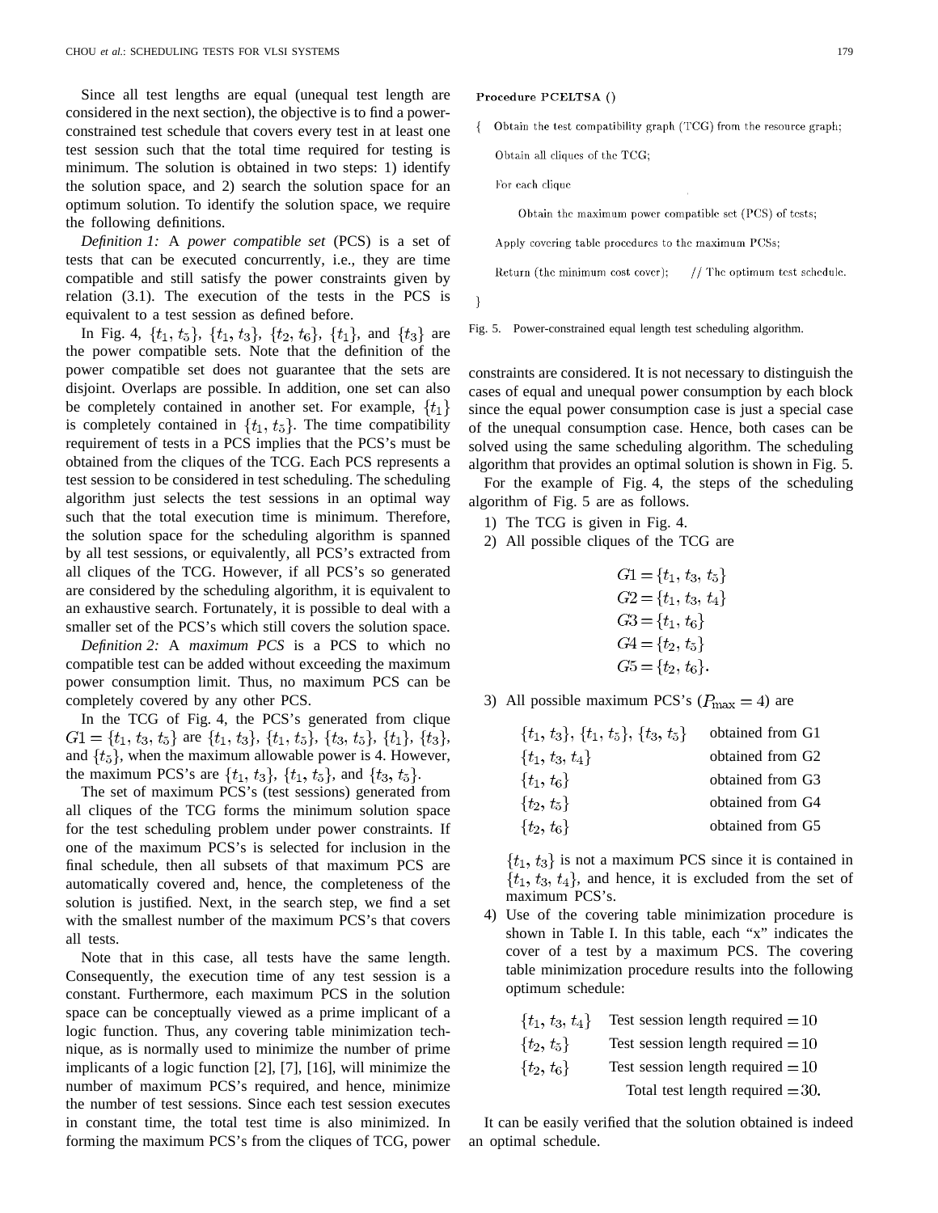Since all test lengths are equal (unequal test length are considered in the next section), the objective is to find a power-constrained test schedule that covers every test in at least one test session such that the total time required for testing is minimum. The solution is obtained in two steps: 1) identify the solution space, and 2) search the solution space for an optimum solution. To identify the solution space, we require the following definitions.

*Definition 1:* A *power compatible set* (PCS) is a set of tests that can be executed concurrently, i.e., they are time compatible and still satisfy the power constraints given by relation (3.1). The execution of the tests in the PCS is equivalent to a test session as defined before.

In Fig. 4, $\{t_1, t_5\}$, $\{t_1, t_3\}$, $\{t_2, t_6\}$, $\{t_1\}$, and $\{t_3\}$ are the power compatible sets. Note that the definition of the power compatible set does not guarantee that the sets are disjoint. Overlaps are possible. In addition, one set can also be completely contained in another set. For example, $\{t_1\}$ is completely contained in $\{t_1, t_5\}$. The time compatibility requirement of tests in a PCS implies that the PCS's must be obtained from the cliques of the TCG. Each PCS represents a test session to be considered in test scheduling. The scheduling algorithm just selects the test sessions in an optimal way such that the total execution time is minimum. Therefore, the solution space for the scheduling algorithm is spanned by all test sessions, or equivalently, all PCS's extracted from all cliques of the TCG. However, if all PCS's so generated are considered by the scheduling algorithm, it is equivalent to an exhaustive search. Fortunately, it is possible to deal with a smaller set of the PCS's which still covers the solution space.

*Definition 2:* A *maximum PCS* is a PCS to which no compatible test can be added without exceeding the maximum power consumption limit. Thus, no maximum PCS can be completely covered by any other PCS.

In the TCG of Fig. 4, the PCS's generated from clique $G1 = \{t_1, t_3, t_5\}$ are $\{t_1, t_3\}$, $\{t_1, t_5\}$, $\{t_3, t_5\}$, $\{t_1\}$, $\{t_3\}$, and $\{t_5\}$, when the maximum allowable power is 4. However, the maximum PCS's are $\{t_1, t_3\}$, $\{t_1, t_5\}$, and $\{t_3, t_5\}$.

The set of maximum PCS's (test sessions) generated from all cliques of the TCG forms the minimum solution space for the test scheduling problem under power constraints. If one of the maximum PCS's is selected for inclusion in the final schedule, then all subsets of that maximum PCS are automatically covered and, hence, the completeness of the solution is justified. Next, in the search step, we find a set with the smallest number of the maximum PCS's that covers all tests.

Note that in this case, all tests have the same length. Consequently, the execution time of any test session is a constant. Furthermore, each maximum PCS in the solution space can be conceptually viewed as a prime implicant of a logic function. Thus, any covering table minimization technique, as is normally used to minimize the number of prime implicants of a logic function [2], [7], [16], will minimize the number of maximum PCS's required, and hence, minimize the number of test sessions. Since each test session executes in constant time, the total test time is also minimized. In forming the maximum PCS's from the cliques of TCG, power constraints are considered. It is not necessary to distinguish the cases of equal and unequal power consumption by each block since the equal power consumption case is just a special case of the unequal consumption case. Hence, both cases can be solved using the same scheduling algorithm. The scheduling algorithm that provides an optimal solution is shown in Fig. 5.

```
Procedure PCELTSA ()
{  Obtain the test compatibility graph (TCG) from the resource graph;
   Obtain all cliques of the TCG;
   For each clique
       Obtain the maximum power compatible set (PCS) of tests;
   Apply covering table procedures to the maximum PCSs;
   Return (the minimum cost cover);     // The optimum test schedule.
}
```

Fig. 5. Power-constrained equal length test scheduling algorithm.

For the example of Fig. 4, the steps of the scheduling algorithm of Fig. 5 are as follows.

1) The TCG is given in Fig. 4.
2) All possible cliques of the TCG are

$$G1 = \{t_1, t_3, t_5\}$$
$$G2 = \{t_1, t_3, t_4\}$$
$$G3 = \{t_1, t_6\}$$
$$G4 = \{t_2, t_5\}$$
$$G5 = \{t_2, t_6\}.$$

3) All possible maximum PCS's ($P_{\max} = 4$) are

| | |
|---|---|
| $\{t_1, t_3\}$, $\{t_1, t_5\}$, $\{t_3, t_5\}$ | obtained from G1 |
| $\{t_1, t_3, t_4\}$ | obtained from G2 |
| $\{t_1, t_6\}$ | obtained from G3 |
| $\{t_2, t_5\}$ | obtained from G4 |
| $\{t_2, t_6\}$ | obtained from G5 |

$\{t_1, t_3\}$ is not a maximum PCS since it is contained in $\{t_1, t_3, t_4\}$, and hence, it is excluded from the set of maximum PCS's.

4) Use of the covering table minimization procedure is shown in Table I. In this table, each "x" indicates the cover of a test by a maximum PCS. The covering table minimization procedure results into the following optimum schedule:

| | |
|---|---|
| $\{t_1, t_3, t_4\}$ | Test session length required $= 10$ |
| $\{t_2, t_5\}$ | Test session length required $= 10$ |
| $\{t_2, t_6\}$ | Test session length required $= 10$ |
| | Total test length required $= 30.$ |

It can be easily verified that the solution obtained is indeed an optimal schedule.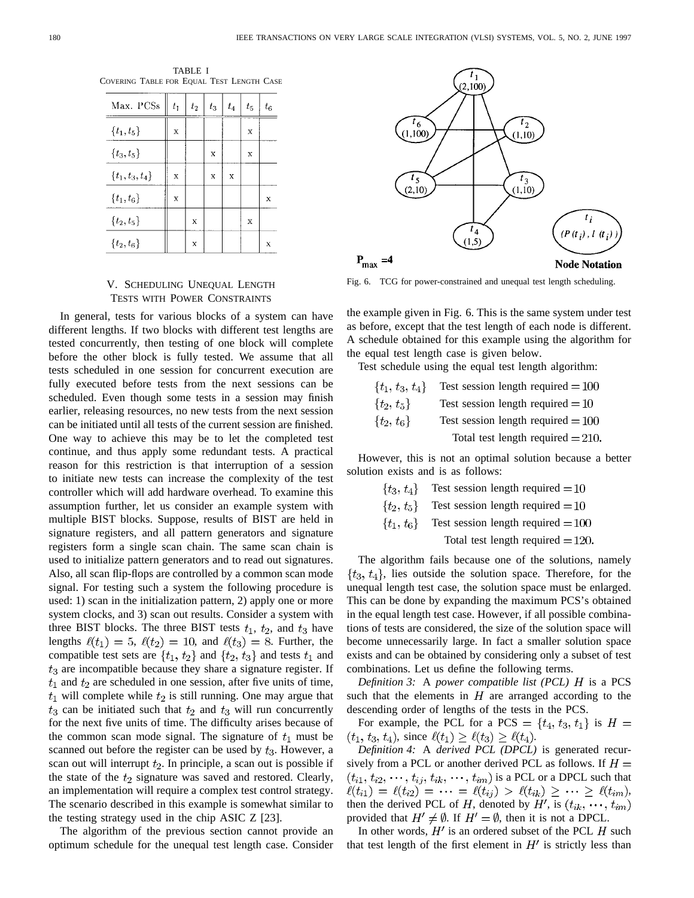TABLE I
COVERING TABLE FOR EQUAL TEST LENGTH CASE

| Max. PCSs | $t_1$ | $t_2$ | $t_3$ | $t_4$ | $t_5$ | $t_6$ |
|---|---|---|---|---|---|---|
| $\{t_1, t_5\}$ | x | | | | x | |
| $\{t_3, t_5\}$ | | | x | | x | |
| $\{t_1, t_3, t_4\}$ | x | | x | x | | |
| $\{t_1, t_6\}$ | x | | | | | x |
| $\{t_2, t_5\}$ | | x | | | x | |
| $\{t_2, t_6\}$ | | x | | | | x |

Fig. 6. TCG for power-constrained and unequal test length scheduling.

## V. SCHEDULING UNEQUAL LENGTH TESTS WITH POWER CONSTRAINTS

In general, tests for various blocks of a system can have different lengths. If two blocks with different test lengths are tested concurrently, then testing of one block will complete before the other block is fully tested. We assume that all tests scheduled in one session for concurrent execution are fully executed before tests from the next sessions can be scheduled. Even though some tests in a session may finish earlier, releasing resources, no new tests from the next session can be initiated until all tests of the current session are finished. One way to achieve this may be to let the completed test continue, and thus apply some redundant tests. A practical reason for this restriction is that interruption of a session to initiate new tests can increase the complexity of the test controller which will add hardware overhead. To examine this assumption further, let us consider an example system with multiple BIST blocks. Suppose, results of BIST are held in signature registers, and all pattern generators and signature registers form a single scan chain. The same scan chain is used to initialize pattern generators and to read out signatures. Also, all scan flip-flops are controlled by a common scan mode signal. For testing such a system the following procedure is used: 1) scan in the initialization pattern, 2) apply one or more system clocks, and 3) scan out results. Consider a system with three BIST blocks. The three BIST tests $t_1$, $t_2$, and $t_3$ have lengths $\ell(t_1) = 5$, $\ell(t_2) = 10$, and $\ell(t_3) = 8$. Further, the compatible test sets are $\{t_1, t_2\}$ and $\{t_2, t_3\}$ and tests $t_1$ and $t_3$ are incompatible because they share a signature register. If $t_1$ and $t_2$ are scheduled in one session, after five units of time, $t_1$ will complete while $t_2$ is still running. One may argue that $t_3$ can be initiated such that $t_2$ and $t_3$ will run concurrently for the next five units of time. The difficulty arises because of the common scan mode signal. The signature of $t_1$ must be scanned out before the register can be used by $t_3$. However, a scan out will interrupt $t_2$. In principle, a scan out is possible if the state of the $t_2$ signature was saved and restored. Clearly, an implementation will require a complex test control strategy. The scenario described in this example is somewhat similar to the testing strategy used in the chip ASIC Z [23].

The algorithm of the previous section cannot provide an optimum schedule for the unequal test length case. Consider the example given in Fig. 6. This is the same system under test as before, except that the test length of each node is different. A schedule obtained for this example using the algorithm for the equal test length case is given below.

Test schedule using the equal test length algorithm:

$\{t_1, t_3, t_4\}$ Test session length required $= 100$
$\{t_2, t_5\}$ Test session length required $= 10$
$\{t_2, t_6\}$ Test session length required $= 100$
Total test length required $= 210$.

However, this is not an optimal solution because a better solution exists and is as follows:

$\{t_3, t_4\}$ Test session length required $= 10$
$\{t_2, t_5\}$ Test session length required $= 10$
$\{t_1, t_6\}$ Test session length required $= 100$
Total test length required $= 120$.

The algorithm fails because one of the solutions, namely $\{t_3, t_4\}$, lies outside the solution space. Therefore, for the unequal length test case, the solution space must be enlarged. This can be done by expanding the maximum PCS's obtained in the equal length test case. However, if all possible combinations of tests are considered, the size of the solution space will become unnecessarily large. In fact a smaller solution space exists and can be obtained by considering only a subset of test combinations. Let us define the following terms.

*Definition 3:* A *power compatible list (PCL)* $H$ is a PCS such that the elements in $H$ are arranged according to the descending order of lengths of the tests in the PCS.

For example, the PCL for a PCS $= \{t_4, t_3, t_1\}$ is $H = (t_1, t_3, t_4)$, since $\ell(t_1) \geq \ell(t_3) \geq \ell(t_4)$.

*Definition 4:* A *derived PCL (DPCL)* is generated recursively from a PCL or another derived PCL as follows. If $H = (t_{i1}, t_{i2}, \cdots, t_{ij}, t_{ik}, \cdots, t_{im})$ is a PCL or a DPCL such that $\ell(t_{i1}) = \ell(t_{i2}) = \cdots = \ell(t_{ij}) > \ell(t_{ik}) \geq \cdots \geq \ell(t_{im})$, then the derived PCL of $H$, denoted by $H'$, is $(t_{ik}, \cdots, t_{im})$ provided that $H' \neq \emptyset$. If $H' = \emptyset$, then it is not a DPCL.

In other words, $H'$ is an ordered subset of the PCL $H$ such that test length of the first element in $H'$ is strictly less than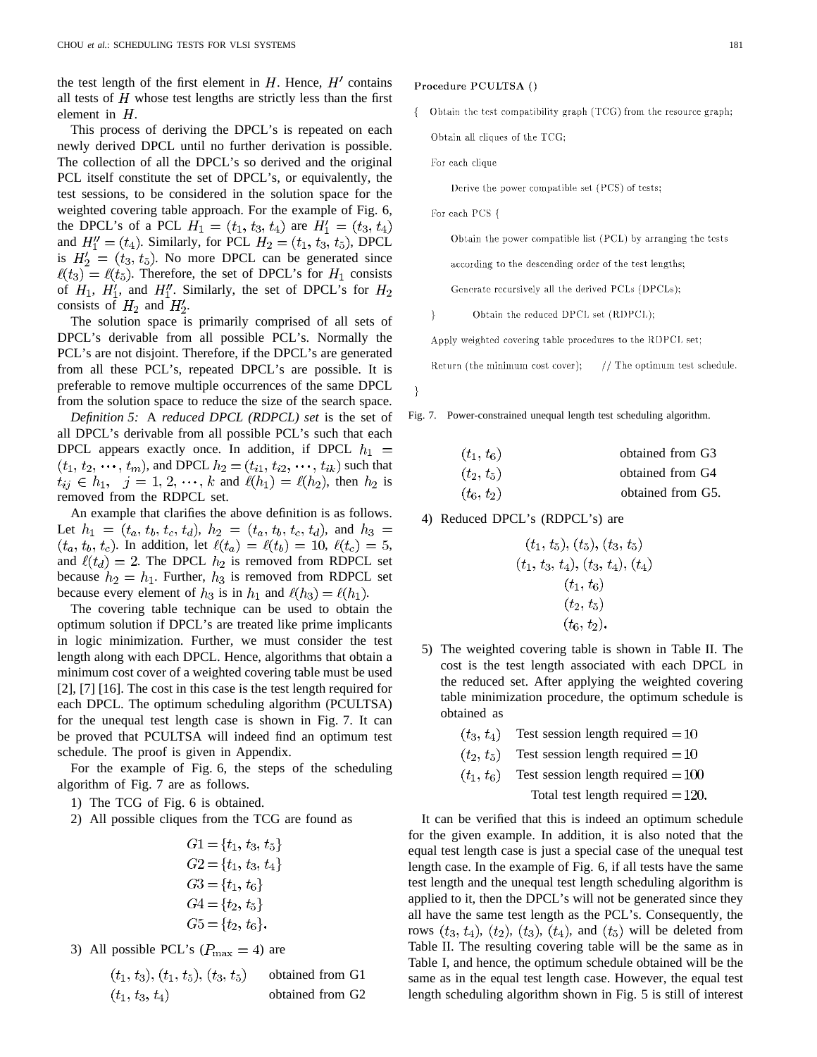the test length of the first element in $H$. Hence, $H'$ contains all tests of $H$ whose test lengths are strictly less than the first element in $H$.

This process of deriving the DPCL's is repeated on each newly derived DPCL until no further derivation is possible. The collection of all the DPCL's so derived and the original PCL itself constitute the set of DPCL's, or equivalently, the test sessions, to be considered in the solution space for the weighted covering table approach. For the example of Fig. 6, the DPCL's of a PCL $H_1 = (t_1, t_3, t_4)$ are $H_1' = (t_3, t_4)$ and $H_1'' = (t_4)$. Similarly, for PCL $H_2 = (t_1, t_3, t_5)$, DPCL is $H_2' = (t_3, t_5)$. No more DPCL can be generated since $\ell(t_3) = \ell(t_5)$. Therefore, the set of DPCL's for $H_1$ consists of $H_1$, $H_1'$, and $H_1''$. Similarly, the set of DPCL's for $H_2$ consists of $H_2$ and $H_2'$.

The solution space is primarily comprised of all sets of DPCL's derivable from all possible PCL's. Normally the PCL's are not disjoint. Therefore, if the DPCL's are generated from all these PCL's, repeated DPCL's are possible. It is preferable to remove multiple occurrences of the same DPCL from the solution space to reduce the size of the search space.

*Definition 5:* A *reduced DPCL (RDPCL) set* is the set of all DPCL's derivable from all possible PCL's such that each DPCL appears exactly once. In addition, if DPCL $h_1 = (t_1, t_2, \cdots, t_m)$, and DPCL $h_2 = (t_{i1}, t_{i2}, \cdots, t_{ik})$ such that $t_{ij} \in h_1, \quad j = 1, 2, \cdots, k$ and $\ell(h_1) = \ell(h_2)$, then $h_2$ is removed from the RDPCL set.

An example that clarifies the above definition is as follows. Let $h_1 = (t_a, t_b, t_c, t_d)$, $h_2 = (t_a, t_b, t_c, t_d)$, and $h_3 = (t_a, t_b, t_c)$. In addition, let $\ell(t_a) = \ell(t_b) = 10$, $\ell(t_c) = 5$, and $\ell(t_d) = 2$. The DPCL $h_2$ is removed from RDPCL set because $h_2 = h_1$. Further, $h_3$ is removed from RDPCL set because every element of $h_3$ is in $h_1$ and $\ell(h_3) = \ell(h_1)$.

The covering table technique can be used to obtain the optimum solution if DPCL's are treated like prime implicants in logic minimization. Further, we must consider the test length along with each DPCL. Hence, algorithms that obtain a minimum cost cover of a weighted covering table must be used [2], [7] [16]. The cost in this case is the test length required for each DPCL. The optimum scheduling algorithm (PCULTSA) for the unequal test length case is shown in Fig. 7. It can be proved that PCULTSA will indeed find an optimum test schedule. The proof is given in Appendix.

For the example of Fig. 6, the steps of the scheduling algorithm of Fig. 7 are as follows.

1) The TCG of Fig. 6 is obtained.

2) All possible cliques from the TCG are found as

$$\begin{aligned} G1 &= \{t_1, t_3, t_5\} \\ G2 &= \{t_1, t_3, t_4\} \\ G3 &= \{t_1, t_6\} \\ G4 &= \{t_2, t_5\} \\ G5 &= \{t_2, t_6\}. \end{aligned}$$

3) All possible PCL's ($P_{\max} = 4$) are

| | |
|---|---|
| $(t_1, t_3)$, $(t_1, t_5)$, $(t_3, t_5)$ | obtained from G1 |
| $(t_1, t_3, t_4)$ | obtained from G2 |
| $(t_1, t_6)$ | obtained from G3 |
| $(t_2, t_5)$ | obtained from G4 |
| $(t_6, t_2)$ | obtained from G5. |

4) Reduced DPCL's (RDPCL's) are

$$\begin{gathered} (t_1, t_5), (t_5), (t_3, t_5) \\ (t_1, t_3, t_4), (t_3, t_4), (t_4) \\ (t_1, t_6) \\ (t_2, t_5) \\ (t_6, t_2). \end{gathered}$$

5) The weighted covering table is shown in Table II. The cost is the test length associated with each DPCL in the reduced set. After applying the weighted covering table minimization procedure, the optimum schedule is obtained as

| | |
|---|---|
| $(t_3, t_4)$ | Test session length required $= 10$ |
| $(t_2, t_5)$ | Test session length required $= 10$ |
| $(t_1, t_6)$ | Test session length required $= 100$ |
| | Total test length required $= 120.$ |

It can be verified that this is indeed an optimum schedule for the given example. In addition, it is also noted that the equal test length case is just a special case of the unequal test length case. In the example of Fig. 6, if all tests have the same test length and the unequal test length scheduling algorithm is applied to it, then the DPCL's will not be generated since they all have the same test length as the PCL's. Consequently, the rows $(t_3, t_4)$, $(t_2)$, $(t_3)$, $(t_4)$, and $(t_5)$ will be deleted from Table II. The resulting covering table will be the same as in Table I, and hence, the optimum schedule obtained will be the same as in the equal test length case. However, the equal test length scheduling algorithm shown in Fig. 5 is still of interest

```
Procedure PCULTSA ()
{  Obtain the test compatibility graph (TCG) from the resource graph;
   Obtain all cliques of the TCG;
   For each clique
       Derive the power compatible set (PCS) of tests;
   For each PCS {
       Obtain the power compatible list (PCL) by arranging the tests
       according to the descending order of the test lengths;
       Generate recursively all the derived PCLs (DPCLs);
   }       Obtain the reduced DPCL set (RDPCL);
   Apply weighted covering table procedures to the RDPCL set;
   Return (the minimum cost cover);     // The optimum test schedule.
}
```

Fig. 7. Power-constrained unequal length test scheduling algorithm.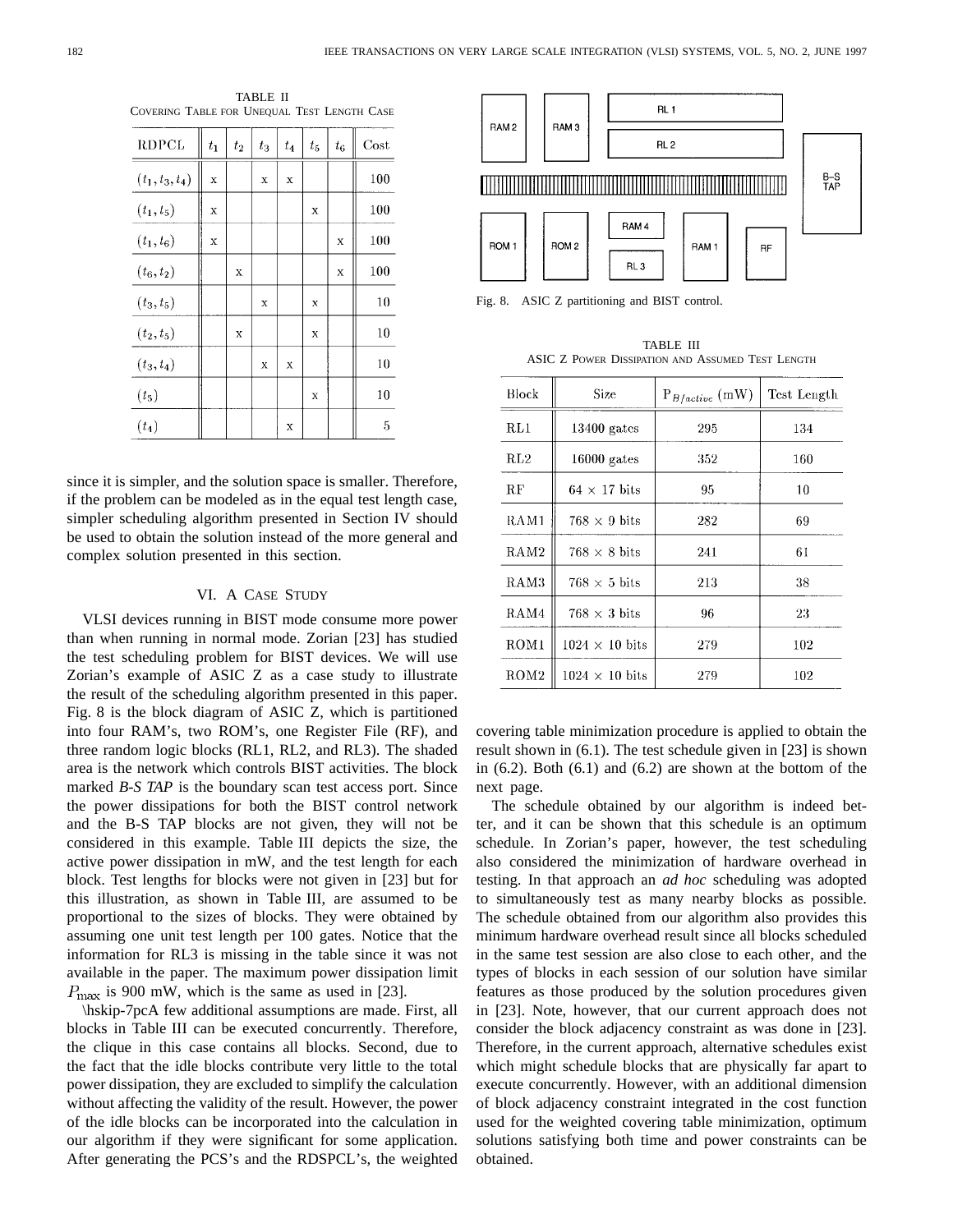TABLE II
COVERING TABLE FOR UNEQUAL TEST LENGTH CASE

| RDPCL | $t_1$ | $t_2$ | $t_3$ | $t_4$ | $t_5$ | $t_6$ | Cost |
|---|---|---|---|---|---|---|---|
| $(t_1, t_3, t_4)$ | x | | x | x | | | 100 |
| $(t_1, t_5)$ | x | | | | x | | 100 |
| $(t_1, t_6)$ | x | | | | | x | 100 |
| $(t_6, t_2)$ | | x | | | | x | 100 |
| $(t_3, t_5)$ | | | x | | x | | 10 |
| $(t_2, t_5)$ | | x | | | x | | 10 |
| $(t_3, t_4)$ | | | x | x | | | 10 |
| $(t_5)$ | | | | | x | | 10 |
| $(t_4)$ | | | | x | | | 5 |

since it is simpler, and the solution space is smaller. Therefore, if the problem can be modeled as in the equal test length case, simpler scheduling algorithm presented in Section IV should be used to obtain the solution instead of the more general and complex solution presented in this section.

## VI. A Case Study

VLSI devices running in BIST mode consume more power than when running in normal mode. Zorian [23] has studied the test scheduling problem for BIST devices. We will use Zorian's example of ASIC Z as a case study to illustrate the result of the scheduling algorithm presented in this paper. Fig. 8 is the block diagram of ASIC Z, which is partitioned into four RAM's, two ROM's, one Register File (RF), and three random logic blocks (RL1, RL2, and RL3). The shaded area is the network which controls BIST activities. The block marked *B-S TAP* is the boundary scan test access port. Since the power dissipations for both the BIST control network and the B-S TAP blocks are not given, they will not be considered in this example. Table III depicts the size, the active power dissipation in mW, and the test length for each block. Test lengths for blocks were not given in [23] but for this illustration, as shown in Table III, are assumed to be proportional to the sizes of blocks. They were obtained by assuming one unit test length per 100 gates. Notice that the information for RL3 is missing in the table since it was not available in the paper. The maximum power dissipation limit $P_{\max}$ is 900 mW, which is the same as used in [23].

\hskip-7pcA few additional assumptions are made. First, all blocks in Table III can be executed concurrently. Therefore, the clique in this case contains all blocks. Second, due to the fact that the idle blocks contribute very little to the total power dissipation, they are excluded to simplify the calculation without affecting the validity of the result. However, the power of the idle blocks can be incorporated into the calculation in our algorithm if they were significant for some application. After generating the PCS's and the RDSPCL's, the weighted covering table minimization procedure is applied to obtain the result shown in (6.1). The test schedule given in [23] is shown in (6.2). Both (6.1) and (6.2) are shown at the bottom of the next page.

The schedule obtained by our algorithm is indeed better, and it can be shown that this schedule is an optimum schedule. In Zorian's paper, however, the test scheduling also considered the minimization of hardware overhead in testing. In that approach an *ad hoc* scheduling was adopted to simultaneously test as many nearby blocks as possible. The schedule obtained from our algorithm also provides this minimum hardware overhead result since all blocks scheduled in the same test session are also close to each other, and the types of blocks in each session of our solution have similar features as those produced by the solution procedures given in [23]. Note, however, that our current approach does not consider the block adjacency constraint as was done in [23]. Therefore, in the current approach, alternative schedules exist which might schedule blocks that are physically far apart to execute concurrently. However, with an additional dimension of block adjacency constraint integrated in the cost function used for the weighted covering table minimization, optimum solutions satisfying both time and power constraints can be obtained.

Fig. 8. ASIC Z partitioning and BIST control.

TABLE III
ASIC Z POWER DISSIPATION AND ASSUMED TEST LENGTH

| Block | Size | $P_{B/active}$ (mW) | Test Length |
|---|---|---|---|
| RL1 | 13400 gates | 295 | 134 |
| RL2 | 16000 gates | 352 | 160 |
| RF | 64 × 17 bits | 95 | 10 |
| RAM1 | 768 × 9 bits | 282 | 69 |
| RAM2 | 768 × 8 bits | 241 | 61 |
| RAM3 | 768 × 5 bits | 213 | 38 |
| RAM4 | 768 × 3 bits | 96 | 23 |
| ROM1 | 1024 × 10 bits | 279 | 102 |
| ROM2 | 1024 × 10 bits | 279 | 102 |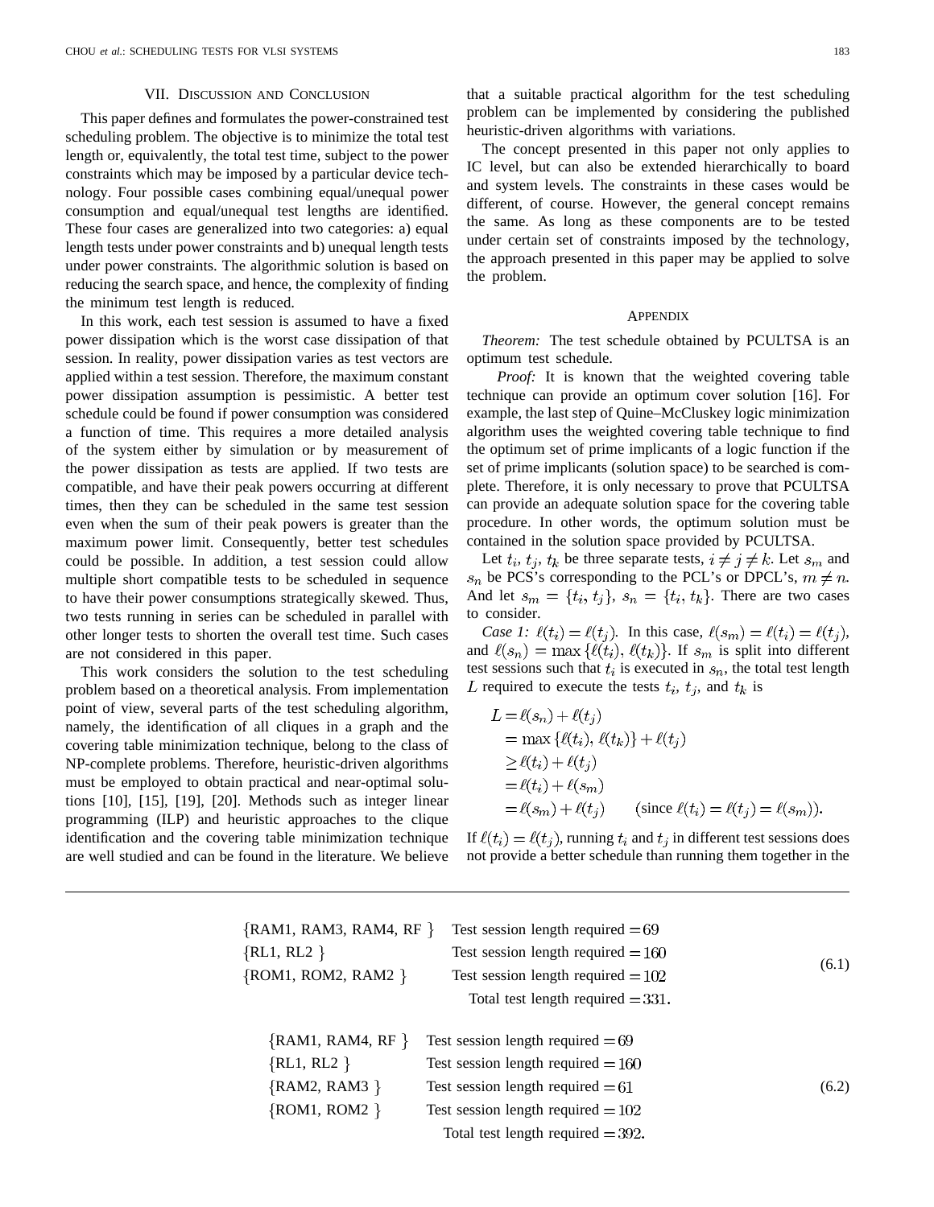## VII. Discussion and Conclusion

This paper defines and formulates the power-constrained test scheduling problem. The objective is to minimize the total test length or, equivalently, the total test time, subject to the power constraints which may be imposed by a particular device technology. Four possible cases combining equal/unequal power consumption and equal/unequal test lengths are identified. These four cases are generalized into two categories: a) equal length tests under power constraints and b) unequal length tests under power constraints. The algorithmic solution is based on reducing the search space, and hence, the complexity of finding the minimum test length is reduced.

In this work, each test session is assumed to have a fixed power dissipation which is the worst case dissipation of that session. In reality, power dissipation varies as test vectors are applied within a test session. Therefore, the maximum constant power dissipation assumption is pessimistic. A better test schedule could be found if power consumption was considered a function of time. This requires a more detailed analysis of the system either by simulation or by measurement of the power dissipation as tests are applied. If two tests are compatible, and have their peak powers occurring at different times, then they can be scheduled in the same test session even when the sum of their peak powers is greater than the maximum power limit. Consequently, better test schedules could be possible. In addition, a test session could allow multiple short compatible tests to be scheduled in sequence to have their power consumptions strategically skewed. Thus, two tests running in series can be scheduled in parallel with other longer tests to shorten the overall test time. Such cases are not considered in this paper.

This work considers the solution to the test scheduling problem based on a theoretical analysis. From implementation point of view, several parts of the test scheduling algorithm, namely, the identification of all cliques in a graph and the covering table minimization technique, belong to the class of NP-complete problems. Therefore, heuristic-driven algorithms must be employed to obtain practical and near-optimal solutions [10], [15], [19], [20]. Methods such as integer linear programming (ILP) and heuristic approaches to the clique identification and the covering table minimization technique are well studied and can be found in the literature. We believe that a suitable practical algorithm for the test scheduling problem can be implemented by considering the published heuristic-driven algorithms with variations.

The concept presented in this paper not only applies to IC level, but can also be extended hierarchically to board and system levels. The constraints in these cases would be different, of course. However, the general concept remains the same. As long as these components are to be tested under certain set of constraints imposed by the technology, the approach presented in this paper may be applied to solve the problem.

## Appendix

*Theorem:* The test schedule obtained by PCULTSA is an optimum test schedule.

*Proof:* It is known that the weighted covering table technique can provide an optimum cover solution [16]. For example, the last step of Quine–McCluskey logic minimization algorithm uses the weighted covering table technique to find the optimum set of prime implicants of a logic function if the set of prime implicants (solution space) to be searched is complete. Therefore, it is only necessary to prove that PCULTSA can provide an adequate solution space for the covering table procedure. In other words, the optimum solution must be contained in the solution space provided by PCULTSA.

Let $t_i$, $t_j$, $t_k$ be three separate tests, $i \neq j \neq k$. Let $s_m$ and $s_n$ be PCS's corresponding to the PCL's or DPCL's, $m \neq n$. And let $s_m = \{t_i, t_j\}$, $s_n = \{t_i, t_k\}$. There are two cases to consider.

*Case 1:* $\ell(t_i) = \ell(t_j)$. In this case, $\ell(s_m) = \ell(t_i) = \ell(t_j)$, and $\ell(s_n) = \max\{\ell(t_i), \ell(t_k)\}$. If $s_m$ is split into different test sessions such that $t_i$ is executed in $s_n$, the total test length $L$ required to execute the tests $t_i$, $t_j$, and $t_k$ is

$$
\begin{aligned}
L &= \ell(s_n) + \ell(t_j) \\
&= \max\{\ell(t_i), \ell(t_k)\} + \ell(t_j) \\
&\geq \ell(t_i) + \ell(t_j) \\
&= \ell(t_i) + \ell(s_m) \\
&= \ell(s_m) + \ell(t_j) \qquad (\text{since } \ell(t_i) = \ell(t_j) = \ell(s_m)).
\end{aligned}
$$

If $\ell(t_i) = \ell(t_j)$, running $t_i$ and $t_j$ in different test sessions does not provide a better schedule than running them together in the

$$
\begin{aligned}
&\{\text{RAM1, RAM3, RAM4, RF}\} && \text{Test session length required} = 69 \\
&\{\text{RL1, RL2}\} && \text{Test session length required} = 160 \\
&\{\text{ROM1, ROM2, RAM2}\} && \text{Test session length required} = 102 \\
& && \text{Total test length required} = 331.
\end{aligned}
\tag{6.1}
$$

$$
\begin{aligned}
&\{\text{RAM1, RAM4, RF}\} && \text{Test session length required} = 69 \\
&\{\text{RL1, RL2}\} && \text{Test session length required} = 160 \\
&\{\text{RAM2, RAM3}\} && \text{Test session length required} = 61 \\
&\{\text{ROM1, ROM2}\} && \text{Test session length required} = 102 \\
& && \text{Total test length required} = 392.
\end{aligned}
\tag{6.2}
$$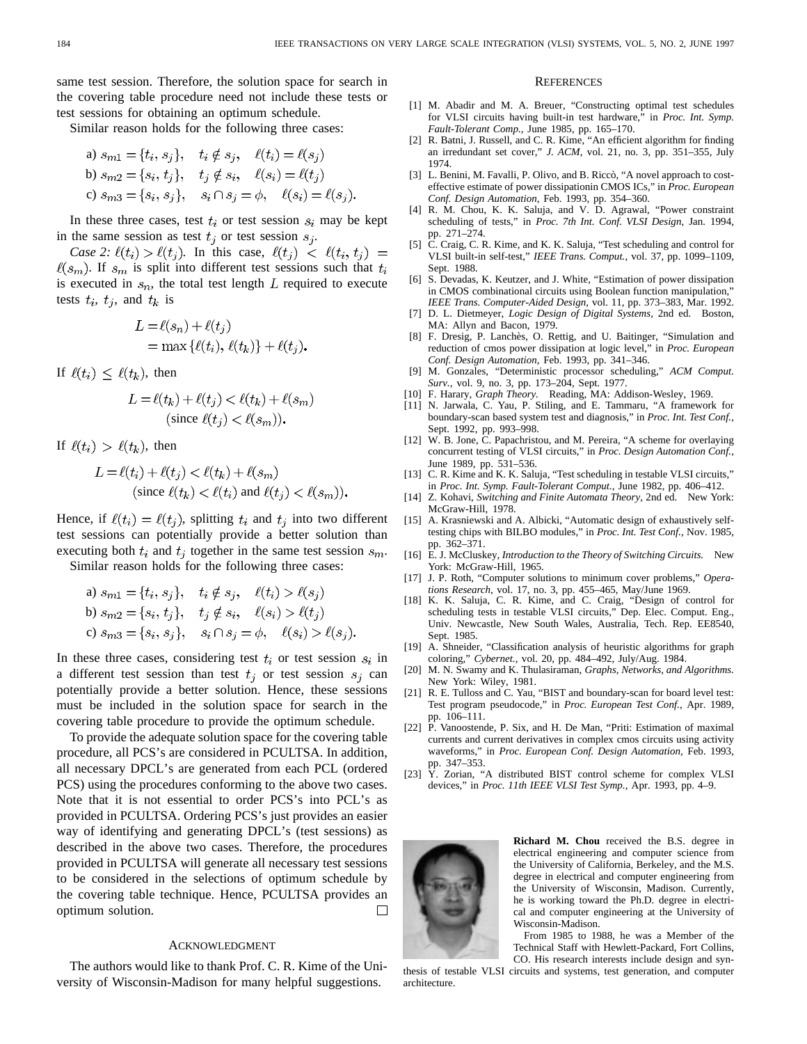same test session. Therefore, the solution space for search in the covering table procedure need not include these tests or test sessions for obtaining an optimum schedule.

Similar reason holds for the following three cases:

a) $s_{m1} = \{t_i, s_j\}, \quad t_i \notin s_j, \quad \ell(t_i) = \ell(s_j)$

b) $s_{m2} = \{s_i, t_j\}, \quad t_j \notin s_i, \quad \ell(s_i) = \ell(t_j)$

c) $s_{m3} = \{s_i, s_j\}, \quad s_i \cap s_j = \phi, \quad \ell(s_i) = \ell(s_j).$

In these three cases, test $t_i$ or test session $s_i$ may be kept in the same session as test $t_j$ or test session $s_j$.

*Case 2:* $\ell(t_i) > \ell(t_j)$. In this case, $\ell(t_j) < \ell(t_i, t_j) = \ell(s_m)$. If $s_m$ is split into different test sessions such that $t_i$ is executed in $s_n$, the total test length $L$ required to execute tests $t_i$, $t_j$, and $t_k$ is

$$\begin{aligned} L &= \ell(s_n) + \ell(t_j) \\ &= \max\{\ell(t_i), \ell(t_k)\} + \ell(t_j). \end{aligned}$$

If $\ell(t_i) \leq \ell(t_k)$, then

$$L = \ell(t_k) + \ell(t_j) < \ell(t_k) + \ell(s_m) \quad (\text{since } \ell(t_j) < \ell(s_m)).$$

If $\ell(t_i) > \ell(t_k)$, then

$$L = \ell(t_i) + \ell(t_j) < \ell(t_k) + \ell(s_m) \quad (\text{since } \ell(t_k) < \ell(t_i) \text{ and } \ell(t_j) < \ell(s_m)).$$

Hence, if $\ell(t_i) = \ell(t_j)$, splitting $t_i$ and $t_j$ into two different test sessions can potentially provide a better solution than executing both $t_i$ and $t_j$ together in the same test session $s_m$.

Similar reason holds for the following three cases:

a) $s_{m1} = \{t_i, s_j\}, \quad t_i \notin s_j, \quad \ell(t_i) > \ell(s_j)$

b) $s_{m2} = \{s_i, t_j\}, \quad t_j \notin s_i, \quad \ell(s_i) > \ell(t_j)$

c) $s_{m3} = \{s_i, s_j\}, \quad s_i \cap s_j = \phi, \quad \ell(s_i) > \ell(s_j).$

In these three cases, considering test $t_i$ or test session $s_i$ in a different test session than test $t_j$ or test session $s_j$ can potentially provide a better solution. Hence, these sessions must be included in the solution space for search in the covering table procedure to provide the optimum schedule.

To provide the adequate solution space for the covering table procedure, all PCS's are considered in PCULTSA. In addition, all necessary DPCL's are generated from each PCL (ordered PCS) using the procedures conforming to the above two cases. Note that it is not essential to order PCS's into PCL's as provided in PCULTSA. Ordering PCS's just provides an easier way of identifying and generating DPCL's (test sessions) as described in the above two cases. Therefore, the procedures provided in PCULTSA will generate all necessary test sessions to be considered in the selections of optimum schedule by the covering table technique. Hence, PCULTSA provides an optimum solution. □

## Acknowledgment

The authors would like to thank Prof. C. R. Kime of the University of Wisconsin-Madison for many helpful suggestions.

## References

[1] M. Abadir and M. A. Breuer, "Constructing optimal test schedules for VLSI circuits having built-in test hardware," in *Proc. Int. Symp. Fault-Tolerant Comp.*, June 1985, pp. 165–170.

[2] R. Batni, J. Russell, and C. R. Kime, "An efficient algorithm for finding an irredundant set cover," *J. ACM*, vol. 21, no. 3, pp. 351–355, July 1974.

[3] L. Benini, M. Favalli, P. Olivo, and B. Riccò, "A novel approach to cost-effective estimate of power dissipationin CMOS ICs," in *Proc. European Conf. Design Automation*, Feb. 1993, pp. 354–360.

[4] R. M. Chou, K. K. Saluja, and V. D. Agrawal, "Power constraint scheduling of tests," in *Proc. 7th Int. Conf. VLSI Design*, Jan. 1994, pp. 271–274.

[5] C. Craig, C. R. Kime, and K. K. Saluja, "Test scheduling and control for VLSI built-in self-test," *IEEE Trans. Comput.*, vol. 37, pp. 1099–1109, Sept. 1988.

[6] S. Devadas, K. Keutzer, and J. White, "Estimation of power dissipation in CMOS combinational circuits using Boolean function manipulation," *IEEE Trans. Computer-Aided Design*, vol. 11, pp. 373–383, Mar. 1992.

[7] D. L. Dietmeyer, *Logic Design of Digital Systems*, 2nd ed. Boston, MA: Allyn and Bacon, 1979.

[8] F. Dresig, P. Lanchès, O. Rettig, and U. Baitinger, "Simulation and reduction of cmos power dissipation at logic level," in *Proc. European Conf. Design Automation*, Feb. 1993, pp. 341–346.

[9] M. Gonzales, "Deterministic processor scheduling," *ACM Comput. Surv.*, vol. 9, no. 3, pp. 173–204, Sept. 1977.

[10] F. Harary, *Graph Theory*. Reading, MA: Addison-Wesley, 1969.

[11] N. Jarwala, C. Yau, P. Stiling, and E. Tammaru, "A framework for boundary-scan based system test and diagnosis," in *Proc. Int. Test Conf.*, Sept. 1992, pp. 993–998.

[12] W. B. Jone, C. Papachristou, and M. Pereira, "A scheme for overlaying concurrent testing of VLSI circuits," in *Proc. Design Automation Conf.*, June 1989, pp. 531–536.

[13] C. R. Kime and K. K. Saluja, "Test scheduling in testable VLSI circuits," in *Proc. Int. Symp. Fault-Tolerant Comput.*, June 1982, pp. 406–412.

[14] Z. Kohavi, *Switching and Finite Automata Theory*, 2nd ed. New York: McGraw-Hill, 1978.

[15] A. Krasniewski and A. Albicki, "Automatic design of exhaustively self-testing chips with BILBO modules," in *Proc. Int. Test Conf.*, Nov. 1985, pp. 362–371.

[16] E. J. McCluskey, *Introduction to the Theory of Switching Circuits*. New York: McGraw-Hill, 1965.

[17] J. P. Roth, "Computer solutions to minimum cover problems," *Operations Research*, vol. 17, no. 3, pp. 455–465, May/June 1969.

[18] K. K. Saluja, C. R. Kime, and C. Craig, "Design of control for scheduling tests in testable VLSI circuits," Dep. Elec. Comput. Eng., Univ. Newcastle, New South Wales, Australia, Tech. Rep. EE8540, Sept. 1985.

[19] A. Shneider, "Classification analysis of heuristic algorithms for graph coloring," *Cybernet.*, vol. 20, pp. 484–492, July/Aug. 1984.

[20] M. N. Swamy and K. Thulasiraman, *Graphs, Networks, and Algorithms*. New York: Wiley, 1981.

[21] R. E. Tulloss and C. Yau, "BIST and boundary-scan for board level test: Test program pseudocode," in *Proc. European Test Conf.*, Apr. 1989, pp. 106–111.

[22] P. Vanoostende, P. Six, and H. De Man, "Priti: Estimation of maximal currents and current derivatives in complex cmos circuits using activity waveforms," in *Proc. European Conf. Design Automation*, Feb. 1993, pp. 347–353.

[23] Y. Zorian, "A distributed BIST control scheme for complex VLSI devices," in *Proc. 11th IEEE VLSI Test Symp.*, Apr. 1993, pp. 4–9.

**Richard M. Chou** received the B.S. degree in electrical engineering and computer science from the University of California, Berkeley, and the M.S. degree in electrical and computer engineering from the University of Wisconsin, Madison. Currently, he is working toward the Ph.D. degree in electrical and computer engineering at the University of Wisconsin-Madison.

From 1985 to 1988, he was a Member of the Technical Staff with Hewlett-Packard, Fort Collins, CO. His research interests include design and synthesis of testable VLSI circuits and systems, test generation, and computer architecture.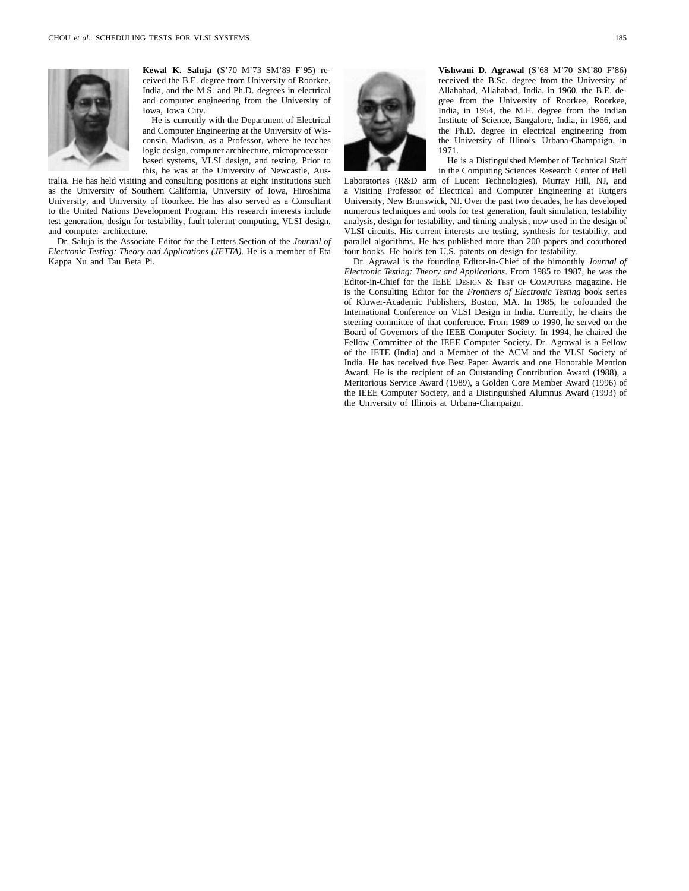**Kewal K. Saluja** (S'70–M'73–SM'89–F'95) received the B.E. degree from University of Roorkee, India, and the M.S. and Ph.D. degrees in electrical and computer engineering from the University of Iowa, Iowa City.

He is currently with the Department of Electrical and Computer Engineering at the University of Wisconsin, Madison, as a Professor, where he teaches logic design, computer architecture, microprocessor-based systems, VLSI design, and testing. Prior to this, he was at the University of Newcastle, Australia. He has held visiting and consulting positions at eight institutions such as the University of Southern California, University of Iowa, Hiroshima University, and University of Roorkee. He has also served as a Consultant to the United Nations Development Program. His research interests include test generation, design for testability, fault-tolerant computing, VLSI design, and computer architecture.

Dr. Saluja is the Associate Editor for the Letters Section of the *Journal of Electronic Testing: Theory and Applications (JETTA)*. He is a member of Eta Kappa Nu and Tau Beta Pi.

**Vishwani D. Agrawal** (S'68–M'70–SM'80–F'86) received the B.Sc. degree from the University of Allahabad, Allahabad, India, in 1960, the B.E. degree from the University of Roorkee, Roorkee, India, in 1964, the M.E. degree from the Indian Institute of Science, Bangalore, India, in 1966, and the Ph.D. degree in electrical engineering from the University of Illinois, Urbana-Champaign, in 1971.

He is a Distinguished Member of Technical Staff in the Computing Sciences Research Center of Bell Laboratories (R&D arm of Lucent Technologies), Murray Hill, NJ, and a Visiting Professor of Electrical and Computer Engineering at Rutgers University, New Brunswick, NJ. Over the past two decades, he has developed numerous techniques and tools for test generation, fault simulation, testability analysis, design for testability, and timing analysis, now used in the design of VLSI circuits. His current interests are testing, synthesis for testability, and parallel algorithms. He has published more than 200 papers and coauthored four books. He holds ten U.S. patents on design for testability.

Dr. Agrawal is the founding Editor-in-Chief of the bimonthly *Journal of Electronic Testing: Theory and Applications*. From 1985 to 1987, he was the Editor-in-Chief for the IEEE DESIGN & TEST OF COMPUTERS magazine. He is the Consulting Editor for the *Frontiers of Electronic Testing* book series of Kluwer-Academic Publishers, Boston, MA. In 1985, he cofounded the International Conference on VLSI Design in India. Currently, he chairs the steering committee of that conference. From 1989 to 1990, he served on the Board of Governors of the IEEE Computer Society. In 1994, he chaired the Fellow Committee of the IEEE Computer Society. Dr. Agrawal is a Fellow of the IETE (India) and a Member of the ACM and the VLSI Society of India. He has received five Best Paper Awards and one Honorable Mention Award. He is the recipient of an Outstanding Contribution Award (1988), a Meritorious Service Award (1989), a Golden Core Member Award (1996) of the IEEE Computer Society, and a Distinguished Alumnus Award (1993) of the University of Illinois at Urbana-Champaign.